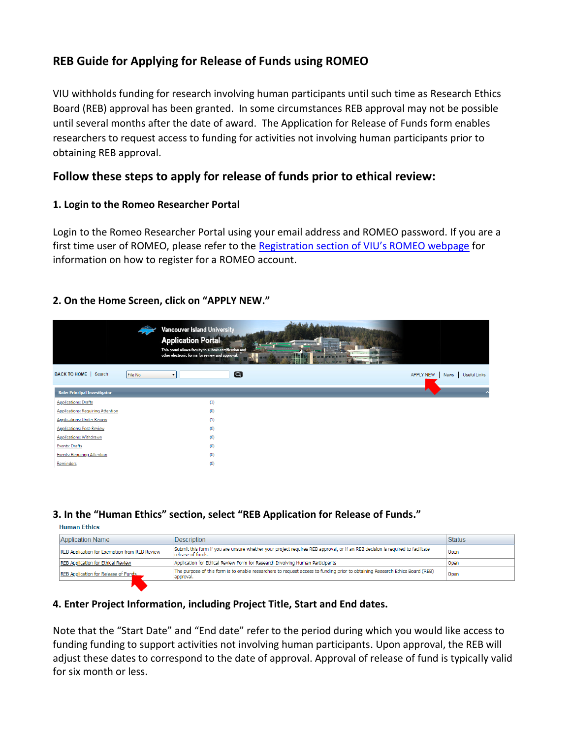# REB Guide for Applying for Release of Funds using ROMEO

VIU withholds funding for research involving human participants until such time as Research Ethics Board (REB) approval has been granted. In some circumstances REB approval may not be possible until several months after the date of award. The Application for Release of Funds form enables researchers to request access to funding for activities not involving human participants prior to obtaining REB approval.

## Follow these steps to apply for release of funds prior to ethical review:

### 1. Login to the Romeo Researcher Portal

Login to the Romeo Researcher Portal using your email address and ROMEO password. If you are a first time user of ROMEO, please refer to the [Registration section of VIU's ROMEO webpage] for information on how to register for a ROMEO account.

### 2. On the Home Screen, click on "APPLY NEW."

### 3. In the "Human Ethics" section, select "REB Application for Release of Funds."

**Human Ethics**

| Application Name | Description | Status |
|---|---|---|
| REB Application for Exemption from REB Review | Submit this form if you are unsure whether your project requires REB approval, or if an REB decision is required to facilitate release of funds. | Open |
| REB Application for Ethical Review | Application for Ethical Review Form for Research Involving Human Participants | Open |
| REB Application for Release of Funds | The purpose of this form is to enable researchers to request access to funding prior to obtaining Research Ethics Board (REB) approval. | Open |

### 4. Enter Project Information, including Project Title, Start and End dates.

Note that the "Start Date" and "End date" refer to the period during which you would like access to funding funding to support activities not involving human participants. Upon approval, the REB will adjust these dates to correspond to the date of approval. Approval of release of fund is typically valid for six month or less.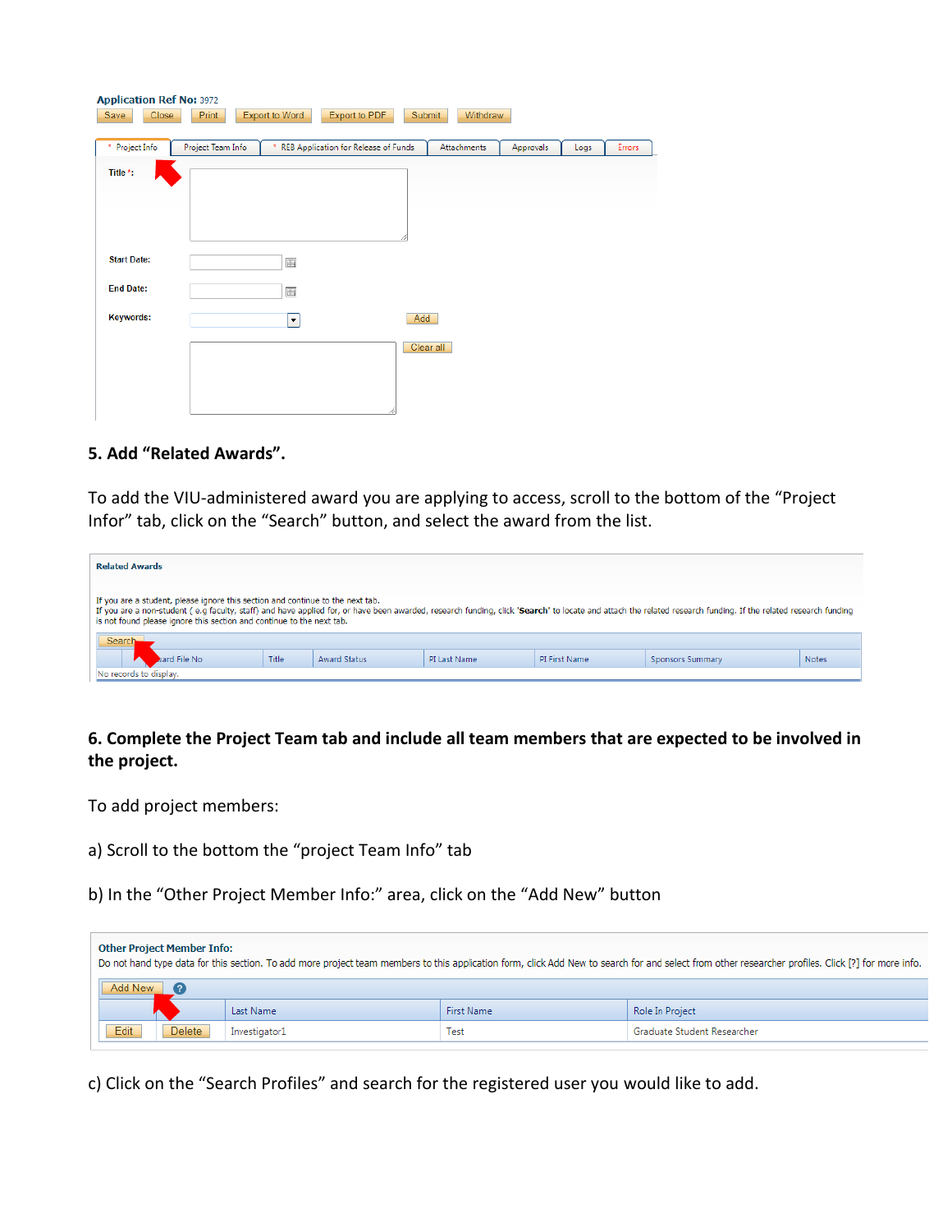**Application Ref No:** 3972

Save | Close | Print | Export to Word | Export to PDF | Submit | Withdraw

\* Project Info | Project Team Info | \* REB Application for Release of Funds | Attachments | Approvals | Logs | Errors

Title \*:

Start Date:

End Date:

Keywords: Add

Clear all

**5. Add "Related Awards".**

To add the VIU-administered award you are applying to access, scroll to the bottom of the "Project Infor" tab, click on the "Search" button, and select the award from the list.

**Related Awards**

If you are a student, please ignore this section and continue to the next tab.
If you are a non-student ( e.g faculty, staff) and have applied for, or have been awarded, research funding, click '**Search**' to locate and attach the related research funding. If the related research funding is not found please ignore this section and continue to the next tab.

Search

| | Award File No | Title | Award Status | PI Last Name | PI First Name | Sponsors Summary | Notes |
|---|---|---|---|---|---|---|---|

No records to display.

**6. Complete the Project Team tab and include all team members that are expected to be involved in the project.**

To add project members:

a) Scroll to the bottom the "project Team Info" tab

b) In the "Other Project Member Info:" area, click on the "Add New" button

**Other Project Member Info:**
Do not hand type data for this section. To add more project team members to this application form, click Add New to search for and select from other researcher profiles. Click [?] for more info.

Add New ?

| | | Last Name | First Name | Role In Project |
|---|---|---|---|---|
| Edit | Delete | Investigator1 | Test | Graduate Student Researcher |

c) Click on the "Search Profiles" and search for the registered user you would like to add.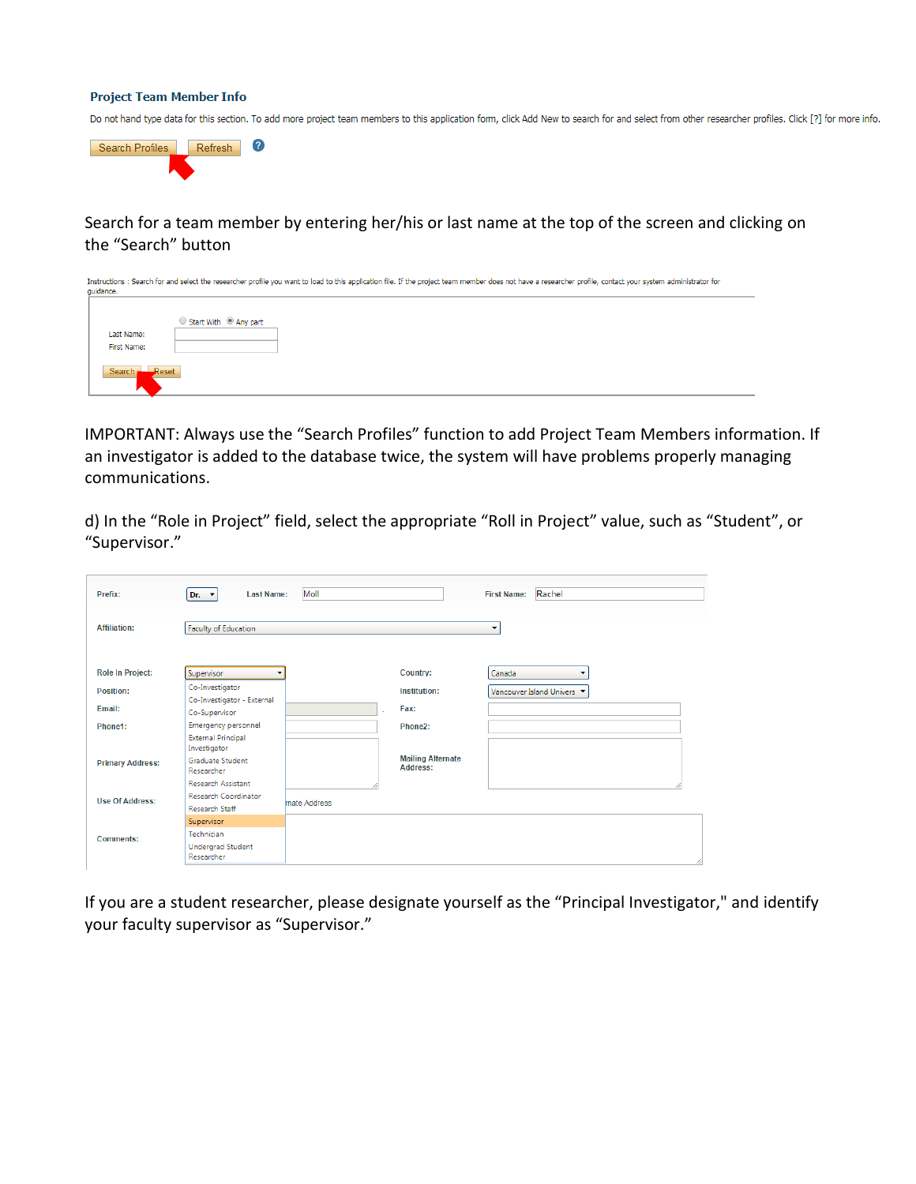**Project Team Member Info**

Do not hand type data for this section. To add more project team members to this application form, click Add New to search for and select from other researcher profiles. Click [?] for more info.

Search Profiles Refresh

Search for a team member by entering her/his or last name at the top of the screen and clicking on the “Search” button

Instructions : Search for and select the researcher profile you want to load to this application file. If the project team member does not have a researcher profile, contact your system administrator for guidance.

Start With Any part

Last Name:

First Name:

Search Reset

IMPORTANT: Always use the “Search Profiles” function to add Project Team Members information. If an investigator is added to the database twice, the system will have problems properly managing communications.

d) In the “Role in Project” field, select the appropriate “Roll in Project” value, such as “Student”, or “Supervisor.”

Prefix: Dr. Last Name: Moll First Name: Rachel

Affiliation: Faculty of Education

Role In Project: Supervisor Country: Canada

Position: Institution: Vancouver Island Univers

Email: Fax:

Phone1: Phone2:

Primary Address: Mailing Alternate Address:

Use Of Address: ...nate Address

Comments:

Co-Investigator
Co-Investigator - External
Co-Supervisor
Emergency personnel
External Principal Investigator
Graduate Student Researcher
Research Assistant
Research Coordinator
Research Staff
Supervisor
Technician
Undergrad Student Researcher

If you are a student researcher, please designate yourself as the “Principal Investigator," and identify your faculty supervisor as “Supervisor.”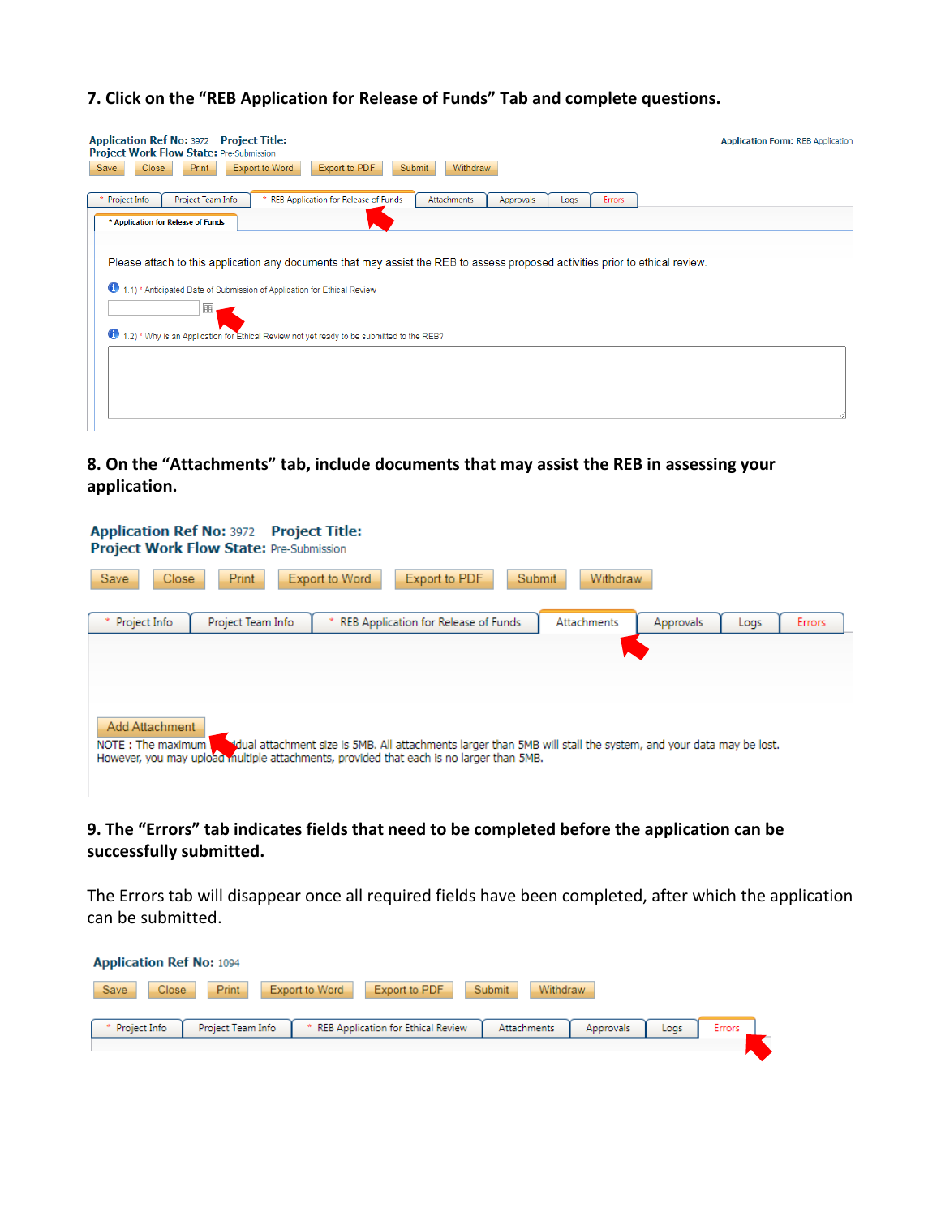**7. Click on the "REB Application for Release of Funds" Tab and complete questions.**

Application Ref No: 3972 Project Title:
Project Work Flow State: Pre-Submission

Application Form: REB Application

Save | Close | Print | Export to Word | Export to PDF | Submit | Withdraw

* Project Info | Project Team Info | * REB Application for Release of Funds | Attachments | Approvals | Logs | Errors

* Application for Release of Funds

Please attach to this application any documents that may assist the REB to assess proposed activities prior to ethical review.

1.1) * Anticipated Date of Submission of Application for Ethical Review

1.2) * Why is an Application for Ethical Review not yet ready to be submitted to the REB?

**8. On the "Attachments" tab, include documents that may assist the REB in assessing your application.**

Application Ref No: 3972 Project Title:
Project Work Flow State: Pre-Submission

Save | Close | Print | Export to Word | Export to PDF | Submit | Withdraw

* Project Info | Project Team Info | * REB Application for Release of Funds | Attachments | Approvals | Logs | Errors

Add Attachment

NOTE : The maximum individual attachment size is 5MB. All attachments larger than 5MB will stall the system, and your data may be lost. However, you may upload multiple attachments, provided that each is no larger than 5MB.

**9. The "Errors" tab indicates fields that need to be completed before the application can be successfully submitted.**

The Errors tab will disappear once all required fields have been completed, after which the application can be submitted.

Application Ref No: 1094

Save | Close | Print | Export to Word | Export to PDF | Submit | Withdraw

* Project Info | Project Team Info | * REB Application for Ethical Review | Attachments | Approvals | Logs | Errors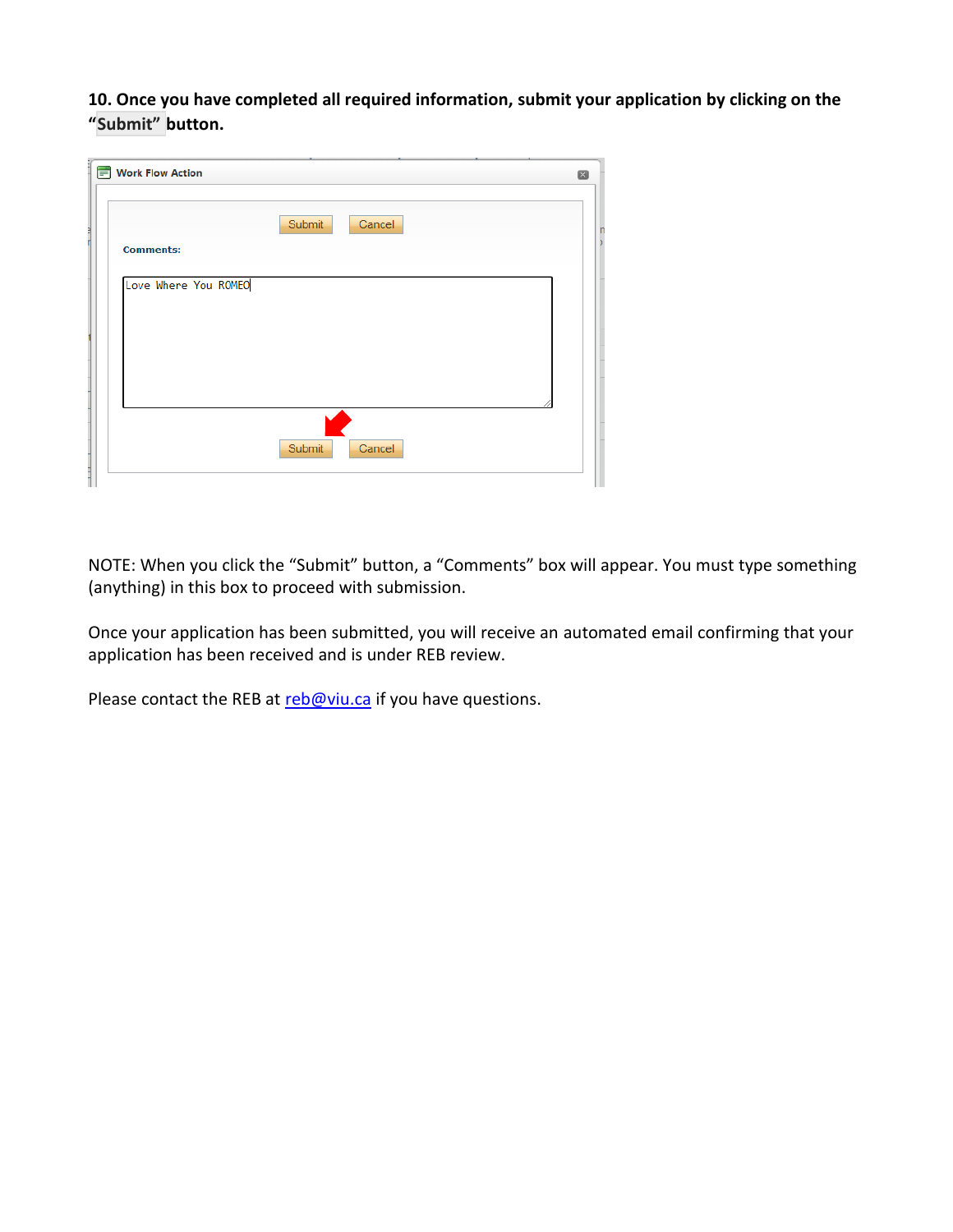**10. Once you have completed all required information, submit your application by clicking on the "Submit" button.**

NOTE: When you click the "Submit" button, a "Comments" box will appear. You must type something (anything) in this box to proceed with submission.

Once your application has been submitted, you will receive an automated email confirming that your application has been received and is under REB review.

Please contact the REB at reb@viu.ca if you have questions.